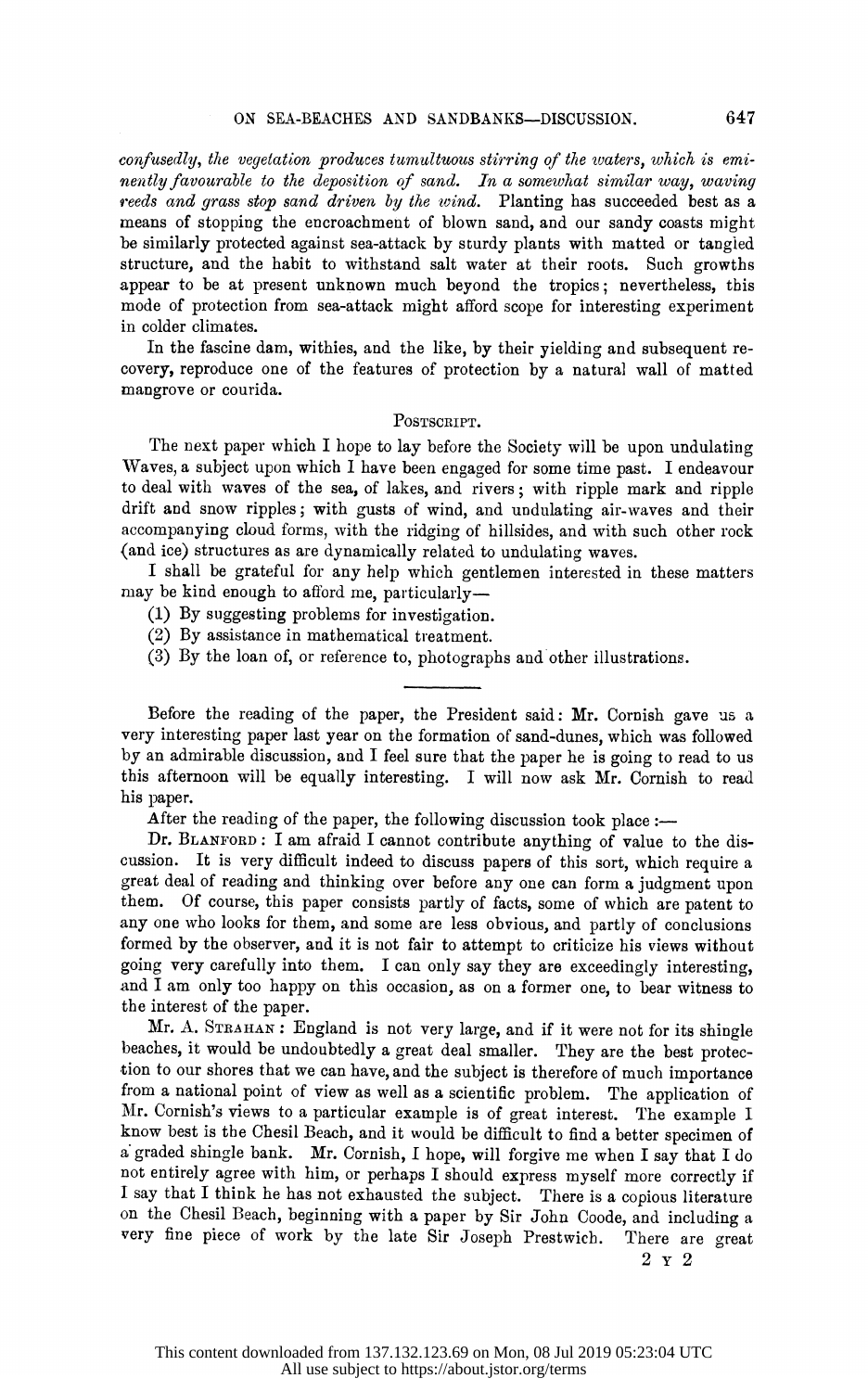*confusedly, the vegetation produces tumultuous stirring of the waters, which is eminently favourable to the deposition of sand. In a somewhat similar way, waving reeds and grass stop sand driven by the wind.* Planting has succeeded best as a means of stopping the encroachment of blown sand, and our sandy coasts might be similarly protected against sea-attack by sturdy plants with matted or tangled structure, and the habit to withstand salt water at their roots. Such growths appear to be at present unknown much beyond the tropics; nevertheless, this mode of protection from sea-attack might afford scope for interesting experiment in colder climates.

In the fascine dam, withies, and the like, by their yielding and subsequent recovery, reproduce one of the features of protection by a natural wall of matted mangrove or courida.

## Postscript.

The next paper which I hope to lay before the Society will be upon undulating Waves, a subject upon which I have been engaged for some time past. I endeavour to deal with waves of the sea, of lakes, and rivers; with ripple mark and ripple drift and snow ripples; with gusts of wind, and undulating air-waves and their accompanying cloud forms, with the ridging of hillsides, and with such other rock (and ice) structures as are dynamically related to undulating waves.

I shall be grateful for any help which gentlemen interested in these matters may be kind enough to afford me, particularly—

(1) By suggesting problems for investigation.
(2) By assistance in mathematical treatment.
(3) By the loan of, or reference to, photographs and other illustrations.

---

Before the reading of the paper, the President said: Mr. Cornish gave us a very interesting paper last year on the formation of sand-dunes, which was followed by an admirable discussion, and I feel sure that the paper he is going to read to us this afternoon will be equally interesting. I will now ask Mr. Cornish to read his paper.

After the reading of the paper, the following discussion took place:—

Dr. Blanford: I am afraid I cannot contribute anything of value to the discussion. It is very difficult indeed to discuss papers of this sort, which require a great deal of reading and thinking over before any one can form a judgment upon them. Of course, this paper consists partly of facts, some of which are patent to any one who looks for them, and some are less obvious, and partly of conclusions formed by the observer, and it is not fair to attempt to criticize his views without going very carefully into them. I can only say they are exceedingly interesting, and I am only too happy on this occasion, as on a former one, to bear witness to the interest of the paper.

Mr. A. Strahan: England is not very large, and if it were not for its shingle beaches, it would be undoubtedly a great deal smaller. They are the best protection to our shores that we can have, and the subject is therefore of much importance from a national point of view as well as a scientific problem. The application of Mr. Cornish's views to a particular example is of great interest. The example I know best is the Chesil Beach, and it would be difficult to find a better specimen of a graded shingle bank. Mr. Cornish, I hope, will forgive me when I say that I do not entirely agree with him, or perhaps I should express myself more correctly if I say that I think he has not exhausted the subject. There is a copious literature on the Chesil Beach, beginning with a paper by Sir John Coode, and including a very fine piece of work by the late Sir Joseph Prestwich. There are great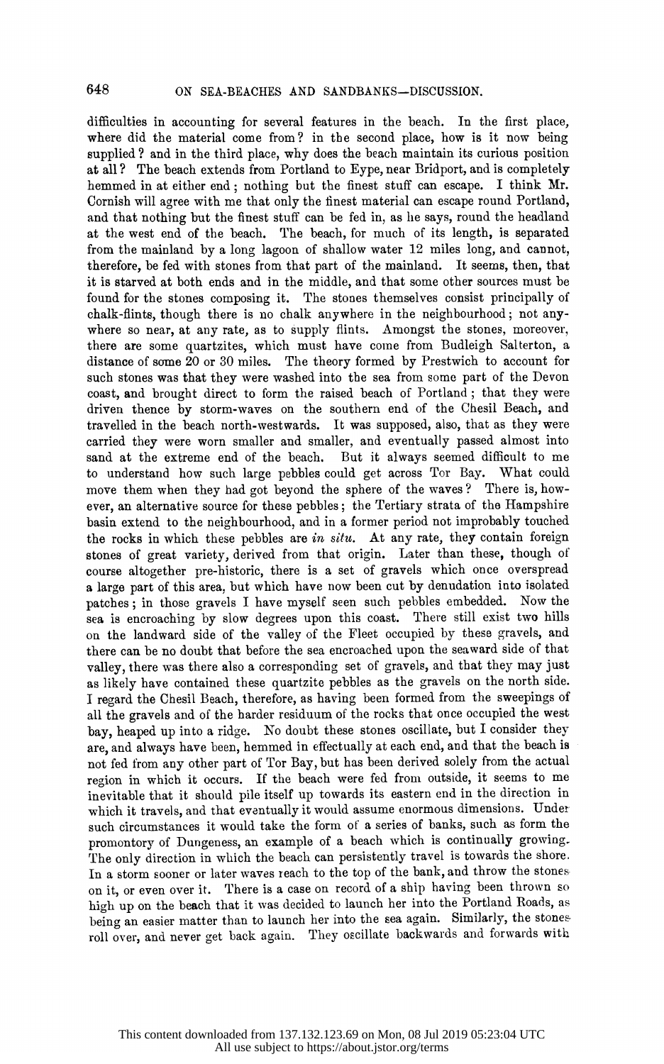difficulties in accounting for several features in the beach. In the first place, where did the material come from? in the second place, how is it now being supplied? and in the third place, why does the beach maintain its curious position at all? The beach extends from Portland to Eype, near Bridport, and is completely hemmed in at either end; nothing but the finest stuff can escape. I think Mr. Cornish will agree with me that only the finest material can escape round Portland, and that nothing but the finest stuff can be fed in, as he says, round the headland at the west end of the beach. The beach, for much of its length, is separated from the mainland by a long lagoon of shallow water 12 miles long, and cannot, therefore, be fed with stones from that part of the mainland. It seems, then, that it is starved at both ends and in the middle, and that some other sources must be found for the stones composing it. The stones themselves consist principally of chalk-flints, though there is no chalk anywhere in the neighbourhood; not anywhere so near, at any rate, as to supply flints. Amongst the stones, moreover, there are some quartzites, which must have come from Budleigh Salterton, a distance of some 20 or 30 miles. The theory formed by Prestwich to account for such stones was that they were washed into the sea from some part of the Devon coast, and brought direct to form the raised beach of Portland; that they were driven thence by storm-waves on the southern end of the Chesil Beach, and travelled in the beach north-westwards. It was supposed, also, that as they were carried they were worn smaller and smaller, and eventually passed almost into sand at the extreme end of the beach. But it always seemed difficult to me to understand how such large pebbles could get across Tor Bay. What could move them when they had got beyond the sphere of the waves? There is, however, an alternative source for these pebbles; the Tertiary strata of the Hampshire basin extend to the neighbourhood, and in a former period not improbably touched the rocks in which these pebbles are *in situ*. At any rate, they contain foreign stones of great variety, derived from that origin. Later than these, though of course altogether pre-historic, there is a set of gravels which once overspread a large part of this area, but which have now been cut by denudation into isolated patches; in those gravels I have myself seen such pebbles embedded. Now the sea is encroaching by slow degrees upon this coast. There still exist two hills on the landward side of the valley of the Fleet occupied by these gravels, and there can be no doubt that before the sea encroached upon the seaward side of that valley, there was there also a corresponding set of gravels, and that they may just as likely have contained these quartzite pebbles as the gravels on the north side. I regard the Chesil Beach, therefore, as having been formed from the sweepings of all the gravels and of the harder residuum of the rocks that once occupied the west bay, heaped up into a ridge. No doubt these stones oscillate, but I consider they are, and always have been, hemmed in effectually at each end, and that the beach is not fed from any other part of Tor Bay, but has been derived solely from the actual region in which it occurs. If the beach were fed from outside, it seems to me inevitable that it should pile itself up towards its eastern end in the direction in which it travels, and that eventually it would assume enormous dimensions. Under such circumstances it would take the form of a series of banks, such as form the promontory of Dungeness, an example of a beach which is continually growing. The only direction in which the beach can persistently travel is towards the shore. In a storm sooner or later waves reach to the top of the bank, and throw the stones on it, or even over it. There is a case on record of a ship having been thrown so high up on the beach that it was decided to launch her into the Portland Roads, as being an easier matter than to launch her into the sea again. Similarly, the stones roll over, and never get back again. They oscillate backwards and forwards with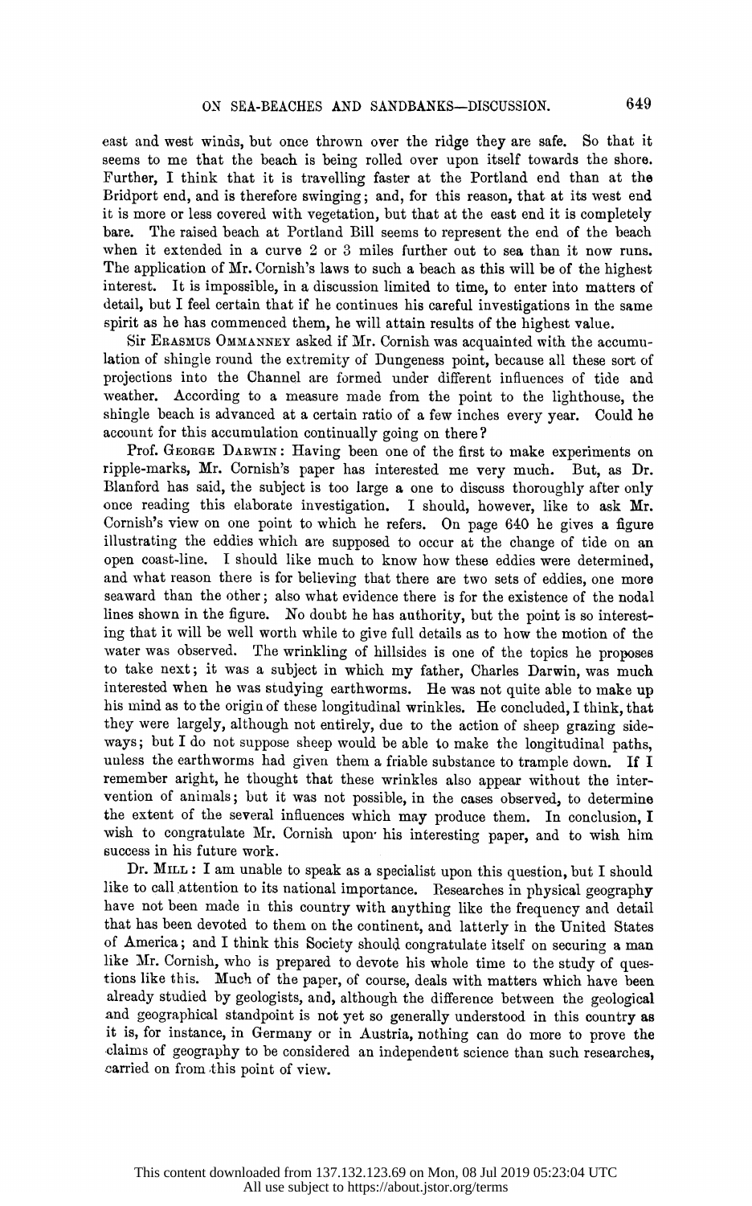east and west winds, but once thrown over the ridge they are safe. So that it seems to me that the beach is being rolled over upon itself towards the shore. Further, I think that it is travelling faster at the Portland end than at the Bridport end, and is therefore swinging; and, for this reason, that at its west end it is more or less covered with vegetation, but that at the east end it is completely bare. The raised beach at Portland Bill seems to represent the end of the beach when it extended in a curve 2 or 3 miles further out to sea than it now runs. The application of Mr. Cornish's laws to such a beach as this will be of the highest interest. It is impossible, in a discussion limited to time, to enter into matters of detail, but I feel certain that if he continues his careful investigations in the same spirit as he has commenced them, he will attain results of the highest value.

Sir Erasmus Ommanney asked if Mr. Cornish was acquainted with the accumulation of shingle round the extremity of Dungeness point, because all these sort of projections into the Channel are formed under different influences of tide and weather. According to a measure made from the point to the lighthouse, the shingle beach is advanced at a certain ratio of a few inches every year. Could he account for this accumulation continually going on there?

Prof. George Darwin: Having been one of the first to make experiments on ripple-marks, Mr. Cornish's paper has interested me very much. But, as Dr. Blanford has said, the subject is too large a one to discuss thoroughly after only once reading this elaborate investigation. I should, however, like to ask Mr. Cornish's view on one point to which he refers. On page 640 he gives a figure illustrating the eddies which are supposed to occur at the change of tide on an open coast-line. I should like much to know how these eddies were determined, and what reason there is for believing that there are two sets of eddies, one more seaward than the other; also what evidence there is for the existence of the nodal lines shown in the figure. No doubt he has authority, but the point is so interesting that it will be well worth while to give full details as to how the motion of the water was observed. The wrinkling of hillsides is one of the topics he proposes to take next; it was a subject in which my father, Charles Darwin, was much interested when he was studying earthworms. He was not quite able to make up his mind as to the origin of these longitudinal wrinkles. He concluded, I think, that they were largely, although not entirely, due to the action of sheep grazing sideways; but I do not suppose sheep would be able to make the longitudinal paths, unless the earthworms had given them a friable substance to trample down. If I remember aright, he thought that these wrinkles also appear without the intervention of animals; but it was not possible, in the cases observed, to determine the extent of the several influences which may produce them. In conclusion, I wish to congratulate Mr. Cornish upon his interesting paper, and to wish him success in his future work.

Dr. Mill: I am unable to speak as a specialist upon this question, but I should like to call attention to its national importance. Researches in physical geography have not been made in this country with anything like the frequency and detail that has been devoted to them on the continent, and latterly in the United States of America; and I think this Society should congratulate itself on securing a man like Mr. Cornish, who is prepared to devote his whole time to the study of questions like this. Much of the paper, of course, deals with matters which have been already studied by geologists, and, although the difference between the geological and geographical standpoint is not yet so generally understood in this country as it is, for instance, in Germany or in Austria, nothing can do more to prove the claims of geography to be considered an independent science than such researches, carried on from this point of view.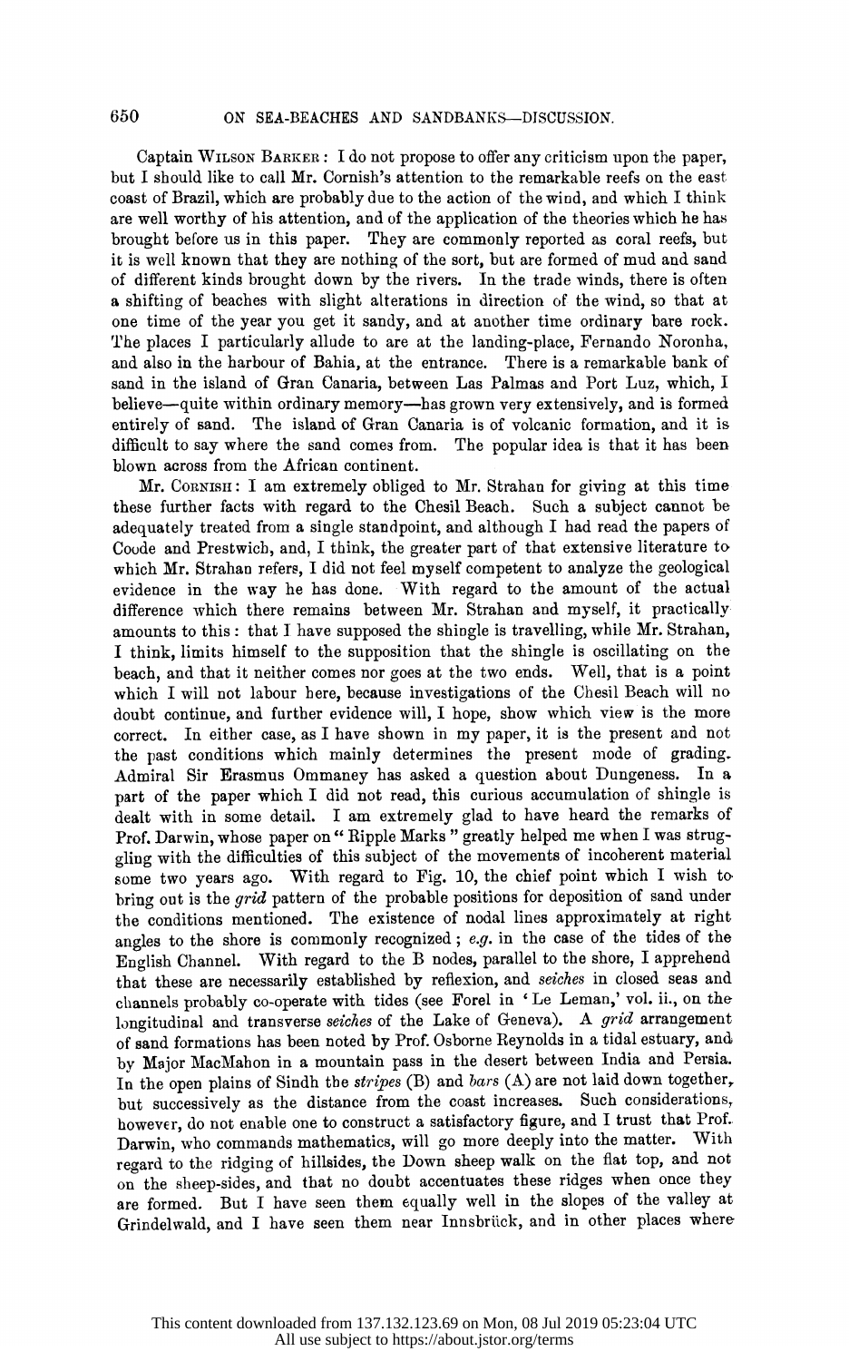Captain WILSON BARKER: I do not propose to offer any criticism upon the paper, but I should like to call Mr. Cornish's attention to the remarkable reefs on the east coast of Brazil, which are probably due to the action of the wind, and which I think are well worthy of his attention, and of the application of the theories which he has brought before us in this paper. They are commonly reported as coral reefs, but it is well known that they are nothing of the sort, but are formed of mud and sand of different kinds brought down by the rivers. In the trade winds, there is often a shifting of beaches with slight alterations in direction of the wind, so that at one time of the year you get it sandy, and at another time ordinary bare rock. The places I particularly allude to are at the landing-place, Fernando Noronha, and also in the harbour of Bahia, at the entrance. There is a remarkable bank of sand in the island of Gran Canaria, between Las Palmas and Port Luz, which, I believe—quite within ordinary memory—has grown very extensively, and is formed entirely of sand. The island of Gran Canaria is of volcanic formation, and it is difficult to say where the sand comes from. The popular idea is that it has been blown across from the African continent.

Mr. CORNISH: I am extremely obliged to Mr. Strahan for giving at this time these further facts with regard to the Chesil Beach. Such a subject cannot be adequately treated from a single standpoint, and although I had read the papers of Coode and Prestwich, and, I think, the greater part of that extensive literature to which Mr. Strahan refers, I did not feel myself competent to analyze the geological evidence in the way he has done. With regard to the amount of the actual difference which there remains between Mr. Strahan and myself, it practically amounts to this: that I have supposed the shingle is travelling, while Mr. Strahan, I think, limits himself to the supposition that the shingle is oscillating on the beach, and that it neither comes nor goes at the two ends. Well, that is a point which I will not labour here, because investigations of the Chesil Beach will no doubt continue, and further evidence will, I hope, show which view is the more correct. In either case, as I have shown in my paper, it is the present and not the past conditions which mainly determines the present mode of grading. Admiral Sir Erasmus Ommaney has asked a question about Dungeness. In a part of the paper which I did not read, this curious accumulation of shingle is dealt with in some detail. I am extremely glad to have heard the remarks of Prof. Darwin, whose paper on "Ripple Marks" greatly helped me when I was struggling with the difficulties of this subject of the movements of incoherent material some two years ago. With regard to Fig. 10, the chief point which I wish to bring out is the *grid* pattern of the probable positions for deposition of sand under the conditions mentioned. The existence of nodal lines approximately at right angles to the shore is commonly recognized; *e.g.* in the case of the tides of the English Channel. With regard to the B nodes, parallel to the shore, I apprehend that these are necessarily established by reflexion, and *seiches* in closed seas and channels probably co-operate with tides (see Forel in 'Le Leman,' vol. ii., on the longitudinal and transverse *seiches* of the Lake of Geneva). A *grid* arrangement of sand formations has been noted by Prof. Osborne Reynolds in a tidal estuary, and by Major MacMahon in a mountain pass in the desert between India and Persia. In the open plains of Sindh the *stripes* (B) and *bars* (A) are not laid down together, but successively as the distance from the coast increases. Such considerations, however, do not enable one to construct a satisfactory figure, and I trust that Prof. Darwin, who commands mathematics, will go more deeply into the matter. With regard to the ridging of hillsides, the Down sheep walk on the flat top, and not on the sheep-sides, and that no doubt accentuates these ridges when once they are formed. But I have seen them equally well in the slopes of the valley at Grindelwald, and I have seen them near Innsbrück, and in other places where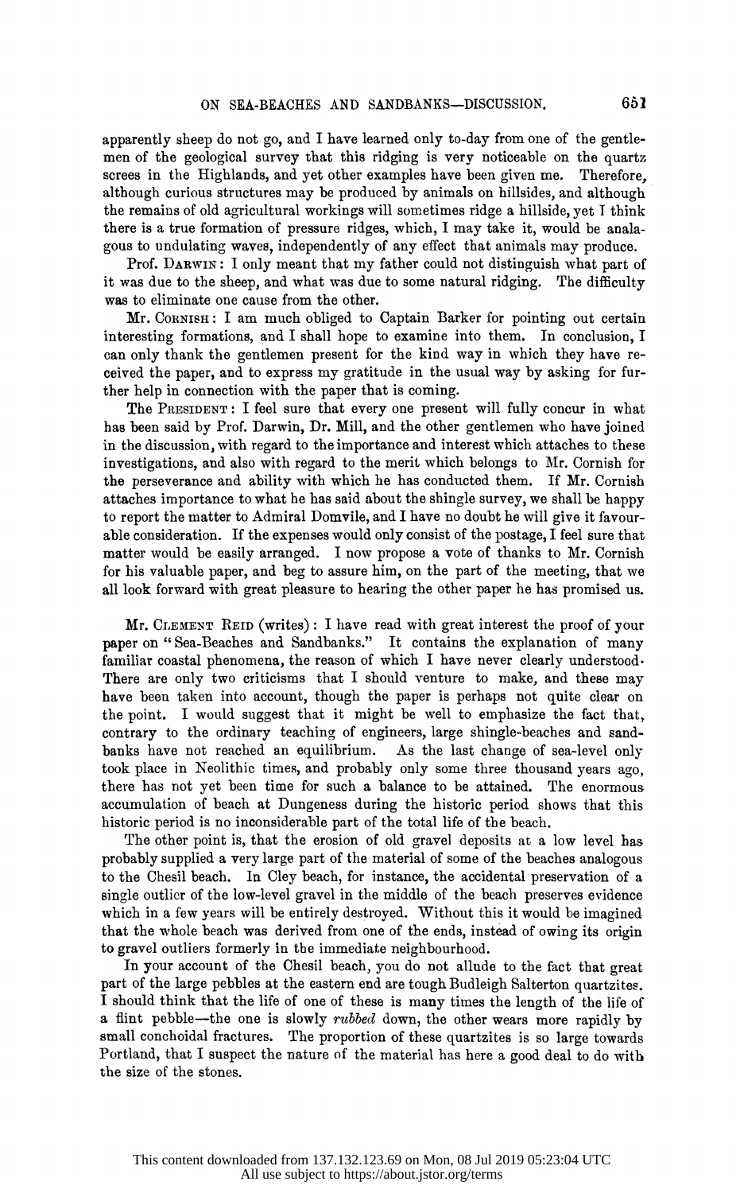apparently sheep do not go, and I have learned only to-day from one of the gentlemen of the geological survey that this ridging is very noticeable on the quartz screes in the Highlands, and yet other examples have been given me. Therefore, although curious structures may be produced by animals on hillsides, and although the remains of old agricultural workings will sometimes ridge a hillside, yet I think there is a true formation of pressure ridges, which, I may take it, would be analagous to undulating waves, independently of any effect that animals may produce.

Prof. DARWIN: I only meant that my father could not distinguish what part of it was due to the sheep, and what was due to some natural ridging. The difficulty was to eliminate one cause from the other.

Mr. CORNISH: I am much obliged to Captain Barker for pointing out certain interesting formations, and I shall hope to examine into them. In conclusion, I can only thank the gentlemen present for the kind way in which they have received the paper, and to express my gratitude in the usual way by asking for further help in connection with the paper that is coming.

The PRESIDENT: I feel sure that every one present will fully concur in what has been said by Prof. Darwin, Dr. Mill, and the other gentlemen who have joined in the discussion, with regard to the importance and interest which attaches to these investigations, and also with regard to the merit which belongs to Mr. Cornish for the perseverance and ability with which he has conducted them. If Mr. Cornish attaches importance to what he has said about the shingle survey, we shall be happy to report the matter to Admiral Domvile, and I have no doubt he will give it favourable consideration. If the expenses would only consist of the postage, I feel sure that matter would be easily arranged. I now propose a vote of thanks to Mr. Cornish for his valuable paper, and beg to assure him, on the part of the meeting, that we all look forward with great pleasure to hearing the other paper he has promised us.

Mr. CLEMENT REID (writes): I have read with great interest the proof of your paper on "Sea-Beaches and Sandbanks." It contains the explanation of many familiar coastal phenomena, the reason of which I have never clearly understood. There are only two criticisms that I should venture to make, and these may have been taken into account, though the paper is perhaps not quite clear on the point. I would suggest that it might be well to emphasize the fact that, contrary to the ordinary teaching of engineers, large shingle-beaches and sandbanks have not reached an equilibrium. As the last change of sea-level only took place in Neolithic times, and probably only some three thousand years ago, there has not yet been time for such a balance to be attained. The enormous accumulation of beach at Dungeness during the historic period shows that this historic period is no inconsiderable part of the total life of the beach.

The other point is, that the erosion of old gravel deposits at a low level has probably supplied a very large part of the material of some of the beaches analogous to the Chesil beach. In Cley beach, for instance, the accidental preservation of a single outlier of the low-level gravel in the middle of the beach preserves evidence which in a few years will be entirely destroyed. Without this it would be imagined that the whole beach was derived from one of the ends, instead of owing its origin to gravel outliers formerly in the immediate neighbourhood.

In your account of the Chesil beach, you do not allude to the fact that great part of the large pebbles at the eastern end are tough Budleigh Salterton quartzites. I should think that the life of one of these is many times the length of the life of a flint pebble—the one is slowly *rubbed* down, the other wears more rapidly by small conchoidal fractures. The proportion of these quartzites is so large towards Portland, that I suspect the nature of the material has here a good deal to do with the size of the stones.